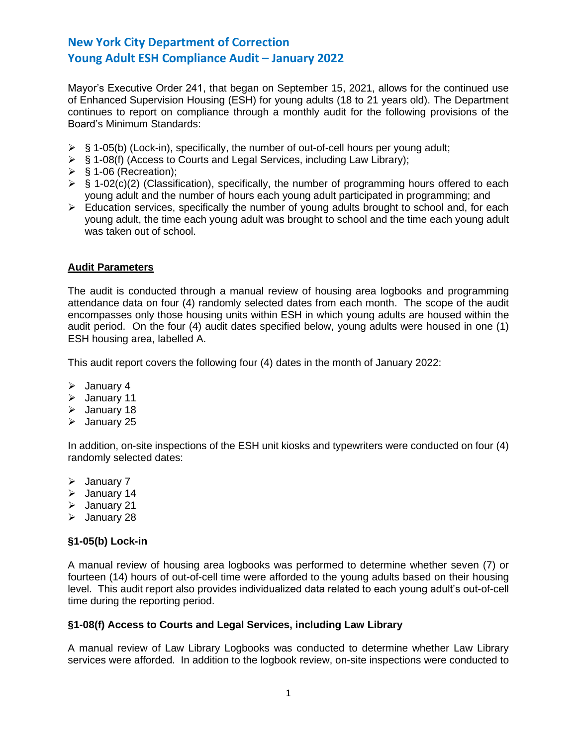# New York City Department of Correction
# Young Adult ESH Compliance Audit – January 2022

Mayor's Executive Order 241, that began on September 15, 2021, allows for the continued use of Enhanced Supervision Housing (ESH) for young adults (18 to 21 years old). The Department continues to report on compliance through a monthly audit for the following provisions of the Board's Minimum Standards:

- § 1-05(b) (Lock-in), specifically, the number of out-of-cell hours per young adult;
- § 1-08(f) (Access to Courts and Legal Services, including Law Library);
- § 1-06 (Recreation);
- § 1-02(c)(2) (Classification), specifically, the number of programming hours offered to each young adult and the number of hours each young adult participated in programming; and
- Education services, specifically the number of young adults brought to school and, for each young adult, the time each young adult was brought to school and the time each young adult was taken out of school.

## Audit Parameters

The audit is conducted through a manual review of housing area logbooks and programming attendance data on four (4) randomly selected dates from each month. The scope of the audit encompasses only those housing units within ESH in which young adults are housed within the audit period. On the four (4) audit dates specified below, young adults were housed in one (1) ESH housing area, labelled A.

This audit report covers the following four (4) dates in the month of January 2022:

- January 4
- January 11
- January 18
- January 25

In addition, on-site inspections of the ESH unit kiosks and typewriters were conducted on four (4) randomly selected dates:

- January 7
- January 14
- January 21
- January 28

### §1-05(b) Lock-in

A manual review of housing area logbooks was performed to determine whether seven (7) or fourteen (14) hours of out-of-cell time were afforded to the young adults based on their housing level. This audit report also provides individualized data related to each young adult's out-of-cell time during the reporting period.

### §1-08(f) Access to Courts and Legal Services, including Law Library

A manual review of Law Library Logbooks was conducted to determine whether Law Library services were afforded. In addition to the logbook review, on-site inspections were conducted to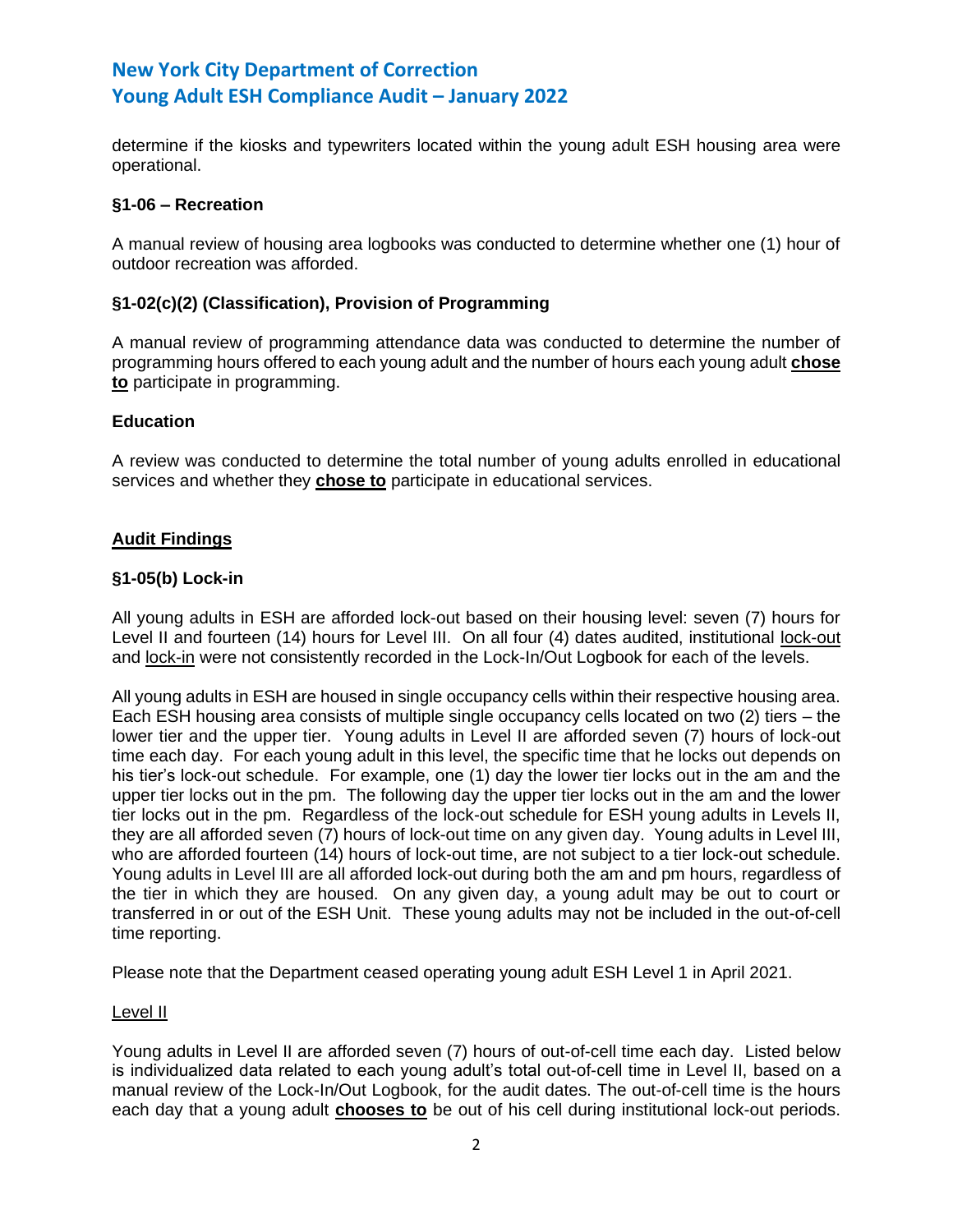determine if the kiosks and typewriters located within the young adult ESH housing area were operational.

### §1-06 – Recreation

A manual review of housing area logbooks was conducted to determine whether one (1) hour of outdoor recreation was afforded.

### §1-02(c)(2) (Classification), Provision of Programming

A manual review of programming attendance data was conducted to determine the number of programming hours offered to each young adult and the number of hours each young adult **chose to** participate in programming.

### Education

A review was conducted to determine the total number of young adults enrolled in educational services and whether they **chose to** participate in educational services.

## Audit Findings

### §1-05(b) Lock-in

All young adults in ESH are afforded lock-out based on their housing level: seven (7) hours for Level II and fourteen (14) hours for Level III. On all four (4) dates audited, institutional lock-out and lock-in were not consistently recorded in the Lock-In/Out Logbook for each of the levels.

All young adults in ESH are housed in single occupancy cells within their respective housing area. Each ESH housing area consists of multiple single occupancy cells located on two (2) tiers – the lower tier and the upper tier. Young adults in Level II are afforded seven (7) hours of lock-out time each day. For each young adult in this level, the specific time that he locks out depends on his tier's lock-out schedule. For example, one (1) day the lower tier locks out in the am and the upper tier locks out in the pm. The following day the upper tier locks out in the am and the lower tier locks out in the pm. Regardless of the lock-out schedule for ESH young adults in Levels II, they are all afforded seven (7) hours of lock-out time on any given day. Young adults in Level III, who are afforded fourteen (14) hours of lock-out time, are not subject to a tier lock-out schedule. Young adults in Level III are all afforded lock-out during both the am and pm hours, regardless of the tier in which they are housed. On any given day, a young adult may be out to court or transferred in or out of the ESH Unit. These young adults may not be included in the out-of-cell time reporting.

Please note that the Department ceased operating young adult ESH Level 1 in April 2021.

#### Level II

Young adults in Level II are afforded seven (7) hours of out-of-cell time each day. Listed below is individualized data related to each young adult's total out-of-cell time in Level II, based on a manual review of the Lock-In/Out Logbook, for the audit dates. The out-of-cell time is the hours each day that a young adult **chooses to** be out of his cell during institutional lock-out periods.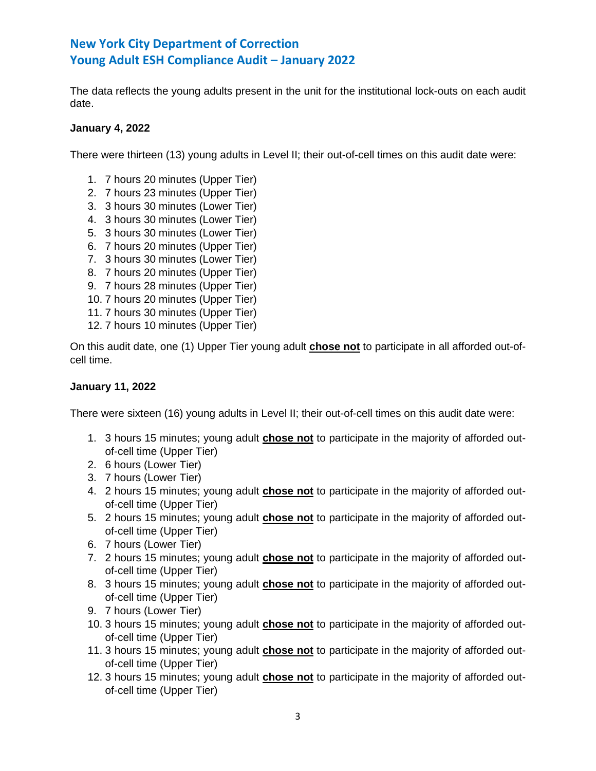# New York City Department of Correction
# Young Adult ESH Compliance Audit – January 2022

The data reflects the young adults present in the unit for the institutional lock-outs on each audit date.

**January 4, 2022**

There were thirteen (13) young adults in Level II; their out-of-cell times on this audit date were:

1. 7 hours 20 minutes (Upper Tier)
2. 7 hours 23 minutes (Upper Tier)
3. 3 hours 30 minutes (Lower Tier)
4. 3 hours 30 minutes (Lower Tier)
5. 3 hours 30 minutes (Lower Tier)
6. 7 hours 20 minutes (Upper Tier)
7. 3 hours 30 minutes (Lower Tier)
8. 7 hours 20 minutes (Upper Tier)
9. 7 hours 28 minutes (Upper Tier)
10. 7 hours 20 minutes (Upper Tier)
11. 7 hours 30 minutes (Upper Tier)
12. 7 hours 10 minutes (Upper Tier)

On this audit date, one (1) Upper Tier young adult **chose not** to participate in all afforded out-of-cell time.

**January 11, 2022**

There were sixteen (16) young adults in Level II; their out-of-cell times on this audit date were:

1. 3 hours 15 minutes; young adult **chose not** to participate in the majority of afforded out-of-cell time (Upper Tier)
2. 6 hours (Lower Tier)
3. 7 hours (Lower Tier)
4. 2 hours 15 minutes; young adult **chose not** to participate in the majority of afforded out-of-cell time (Upper Tier)
5. 2 hours 15 minutes; young adult **chose not** to participate in the majority of afforded out-of-cell time (Upper Tier)
6. 7 hours (Lower Tier)
7. 2 hours 15 minutes; young adult **chose not** to participate in the majority of afforded out-of-cell time (Upper Tier)
8. 3 hours 15 minutes; young adult **chose not** to participate in the majority of afforded out-of-cell time (Upper Tier)
9. 7 hours (Lower Tier)
10. 3 hours 15 minutes; young adult **chose not** to participate in the majority of afforded out-of-cell time (Upper Tier)
11. 3 hours 15 minutes; young adult **chose not** to participate in the majority of afforded out-of-cell time (Upper Tier)
12. 3 hours 15 minutes; young adult **chose not** to participate in the majority of afforded out-of-cell time (Upper Tier)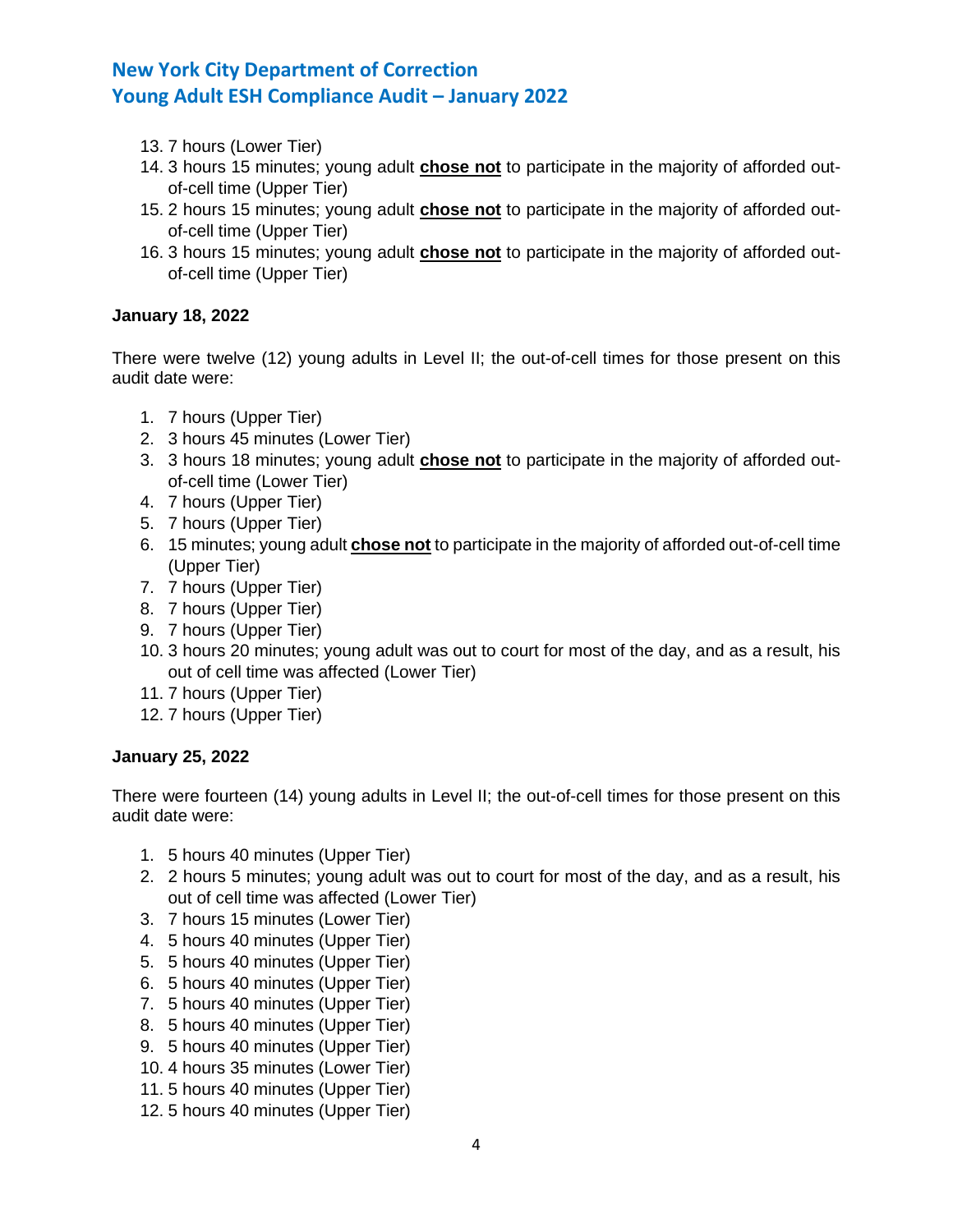13. 7 hours (Lower Tier)
14. 3 hours 15 minutes; young adult **chose not** to participate in the majority of afforded out-of-cell time (Upper Tier)
15. 2 hours 15 minutes; young adult **chose not** to participate in the majority of afforded out-of-cell time (Upper Tier)
16. 3 hours 15 minutes; young adult **chose not** to participate in the majority of afforded out-of-cell time (Upper Tier)

**January 18, 2022**

There were twelve (12) young adults in Level II; the out-of-cell times for those present on this audit date were:

1. 7 hours (Upper Tier)
2. 3 hours 45 minutes (Lower Tier)
3. 3 hours 18 minutes; young adult **chose not** to participate in the majority of afforded out-of-cell time (Lower Tier)
4. 7 hours (Upper Tier)
5. 7 hours (Upper Tier)
6. 15 minutes; young adult **chose not** to participate in the majority of afforded out-of-cell time (Upper Tier)
7. 7 hours (Upper Tier)
8. 7 hours (Upper Tier)
9. 7 hours (Upper Tier)
10. 3 hours 20 minutes; young adult was out to court for most of the day, and as a result, his out of cell time was affected (Lower Tier)
11. 7 hours (Upper Tier)
12. 7 hours (Upper Tier)

**January 25, 2022**

There were fourteen (14) young adults in Level II; the out-of-cell times for those present on this audit date were:

1. 5 hours 40 minutes (Upper Tier)
2. 2 hours 5 minutes; young adult was out to court for most of the day, and as a result, his out of cell time was affected (Lower Tier)
3. 7 hours 15 minutes (Lower Tier)
4. 5 hours 40 minutes (Upper Tier)
5. 5 hours 40 minutes (Upper Tier)
6. 5 hours 40 minutes (Upper Tier)
7. 5 hours 40 minutes (Upper Tier)
8. 5 hours 40 minutes (Upper Tier)
9. 5 hours 40 minutes (Upper Tier)
10. 4 hours 35 minutes (Lower Tier)
11. 5 hours 40 minutes (Upper Tier)
12. 5 hours 40 minutes (Upper Tier)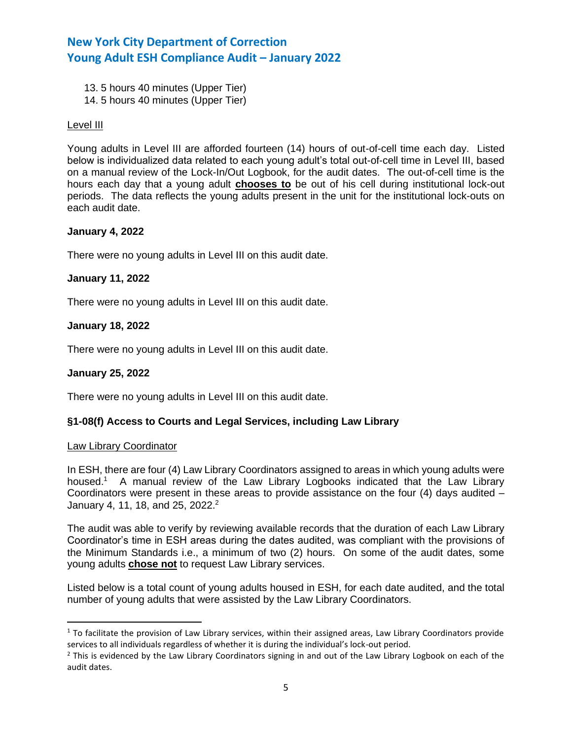13. 5 hours 40 minutes (Upper Tier)
14. 5 hours 40 minutes (Upper Tier)

Level III

Young adults in Level III are afforded fourteen (14) hours of out-of-cell time each day. Listed below is individualized data related to each young adult's total out-of-cell time in Level III, based on a manual review of the Lock-In/Out Logbook, for the audit dates. The out-of-cell time is the hours each day that a young adult **chooses to** be out of his cell during institutional lock-out periods. The data reflects the young adults present in the unit for the institutional lock-outs on each audit date.

**January 4, 2022**

There were no young adults in Level III on this audit date.

**January 11, 2022**

There were no young adults in Level III on this audit date.

**January 18, 2022**

There were no young adults in Level III on this audit date.

**January 25, 2022**

There were no young adults in Level III on this audit date.

**§1-08(f) Access to Courts and Legal Services, including Law Library**

Law Library Coordinator

In ESH, there are four (4) Law Library Coordinators assigned to areas in which young adults were housed.[1] A manual review of the Law Library Logbooks indicated that the Law Library Coordinators were present in these areas to provide assistance on the four (4) days audited – January 4, 11, 18, and 25, 2022.[2]

The audit was able to verify by reviewing available records that the duration of each Law Library Coordinator's time in ESH areas during the dates audited, was compliant with the provisions of the Minimum Standards i.e., a minimum of two (2) hours. On some of the audit dates, some young adults **chose not** to request Law Library services.

Listed below is a total count of young adults housed in ESH, for each date audited, and the total number of young adults that were assisted by the Law Library Coordinators.

[1] To facilitate the provision of Law Library services, within their assigned areas, Law Library Coordinators provide services to all individuals regardless of whether it is during the individual's lock-out period.

[2] This is evidenced by the Law Library Coordinators signing in and out of the Law Library Logbook on each of the audit dates.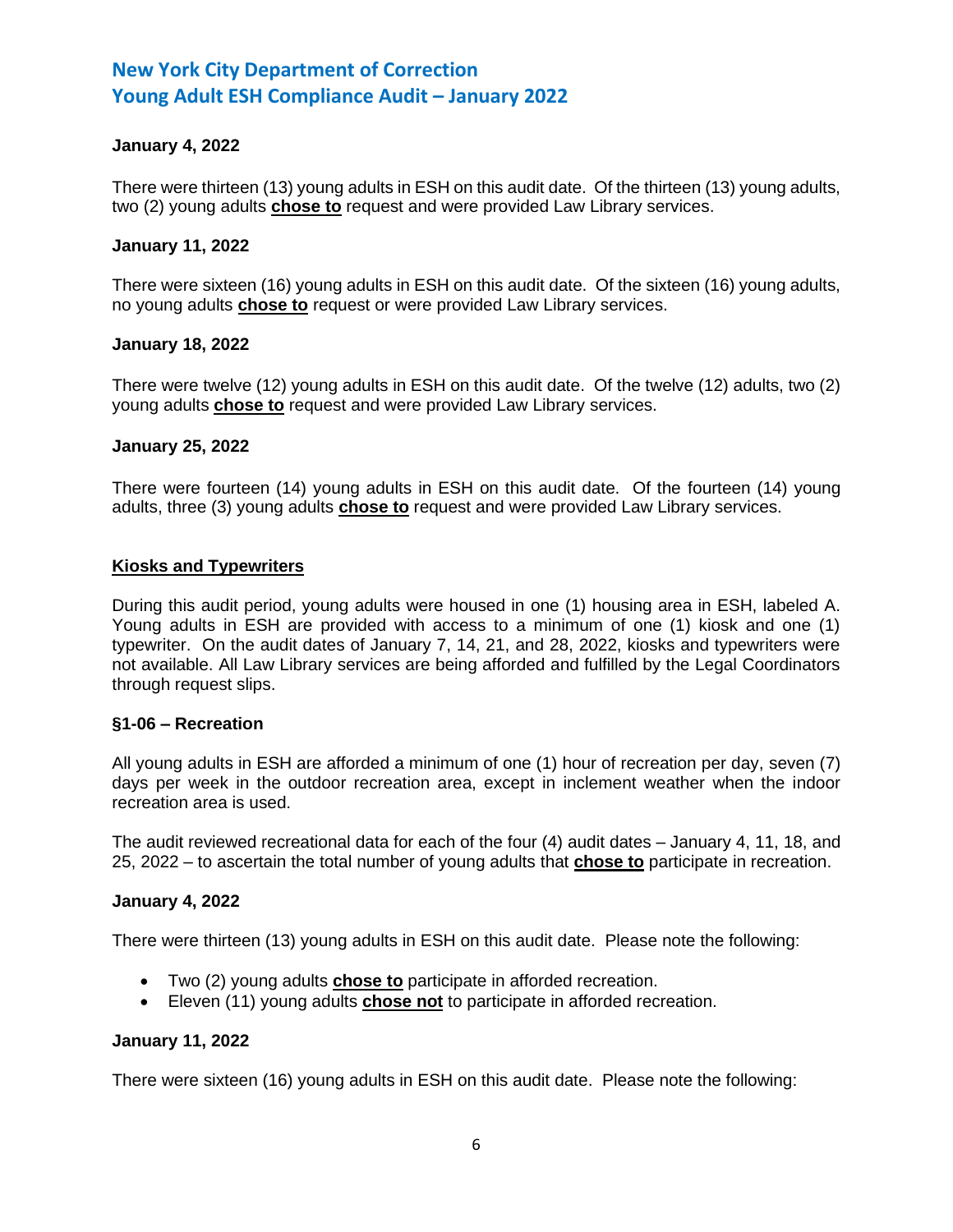**January 4, 2022**

There were thirteen (13) young adults in ESH on this audit date. Of the thirteen (13) young adults, two (2) young adults **chose to** request and were provided Law Library services.

**January 11, 2022**

There were sixteen (16) young adults in ESH on this audit date. Of the sixteen (16) young adults, no young adults **chose to** request or were provided Law Library services.

**January 18, 2022**

There were twelve (12) young adults in ESH on this audit date. Of the twelve (12) adults, two (2) young adults **chose to** request and were provided Law Library services.

**January 25, 2022**

There were fourteen (14) young adults in ESH on this audit date. Of the fourteen (14) young adults, three (3) young adults **chose to** request and were provided Law Library services.

**Kiosks and Typewriters**

During this audit period, young adults were housed in one (1) housing area in ESH, labeled A. Young adults in ESH are provided with access to a minimum of one (1) kiosk and one (1) typewriter. On the audit dates of January 7, 14, 21, and 28, 2022, kiosks and typewriters were not available. All Law Library services are being afforded and fulfilled by the Legal Coordinators through request slips.

**§1-06 – Recreation**

All young adults in ESH are afforded a minimum of one (1) hour of recreation per day, seven (7) days per week in the outdoor recreation area, except in inclement weather when the indoor recreation area is used.

The audit reviewed recreational data for each of the four (4) audit dates – January 4, 11, 18, and 25, 2022 – to ascertain the total number of young adults that **chose to** participate in recreation.

**January 4, 2022**

There were thirteen (13) young adults in ESH on this audit date. Please note the following:

- Two (2) young adults **chose to** participate in afforded recreation.
- Eleven (11) young adults **chose not** to participate in afforded recreation.

**January 11, 2022**

There were sixteen (16) young adults in ESH on this audit date. Please note the following: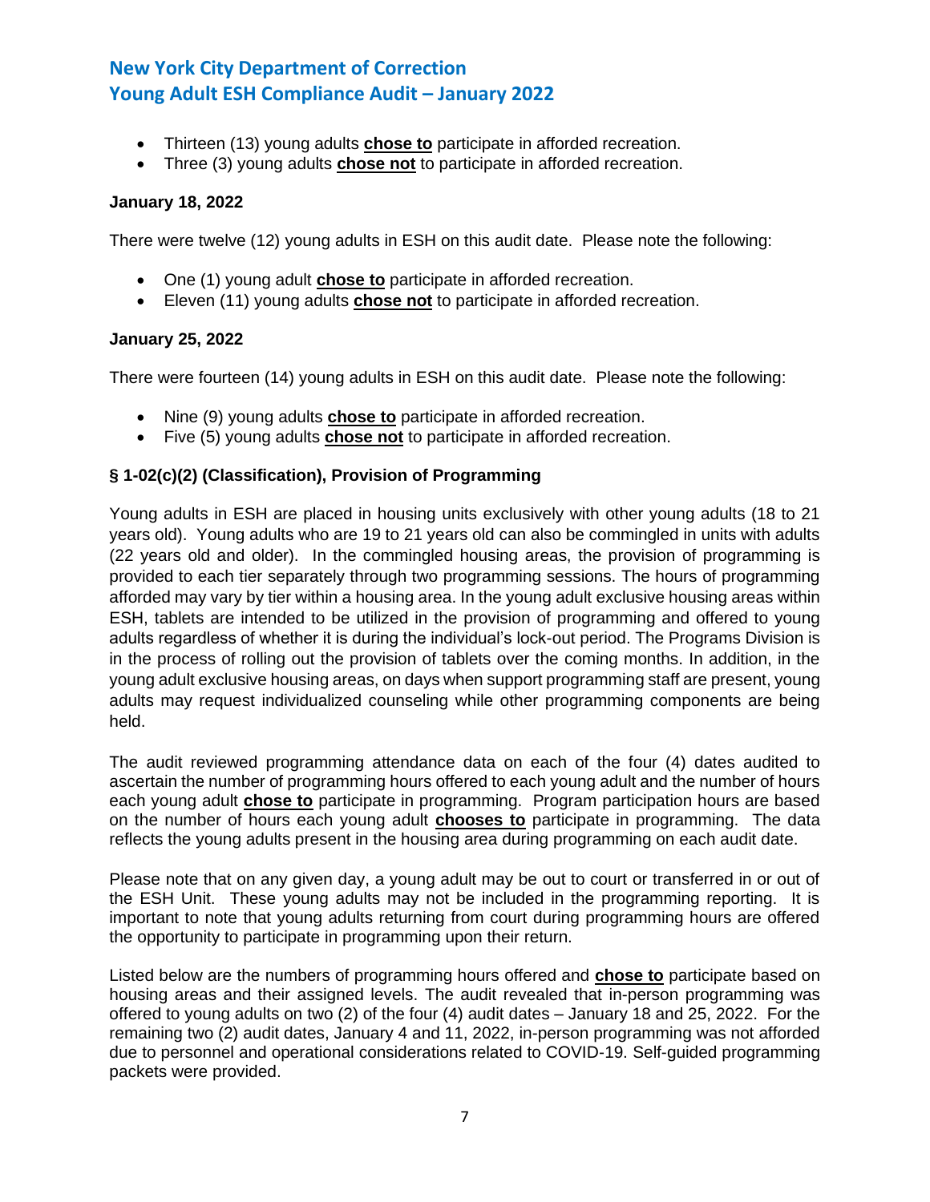- Thirteen (13) young adults **chose to** participate in afforded recreation.
- Three (3) young adults **chose not** to participate in afforded recreation.

**January 18, 2022**

There were twelve (12) young adults in ESH on this audit date. Please note the following:

- One (1) young adult **chose to** participate in afforded recreation.
- Eleven (11) young adults **chose not** to participate in afforded recreation.

**January 25, 2022**

There were fourteen (14) young adults in ESH on this audit date. Please note the following:

- Nine (9) young adults **chose to** participate in afforded recreation.
- Five (5) young adults **chose not** to participate in afforded recreation.

**§ 1-02(c)(2) (Classification), Provision of Programming**

Young adults in ESH are placed in housing units exclusively with other young adults (18 to 21 years old). Young adults who are 19 to 21 years old can also be commingled in units with adults (22 years old and older). In the commingled housing areas, the provision of programming is provided to each tier separately through two programming sessions. The hours of programming afforded may vary by tier within a housing area. In the young adult exclusive housing areas within ESH, tablets are intended to be utilized in the provision of programming and offered to young adults regardless of whether it is during the individual's lock-out period. The Programs Division is in the process of rolling out the provision of tablets over the coming months. In addition, in the young adult exclusive housing areas, on days when support programming staff are present, young adults may request individualized counseling while other programming components are being held.

The audit reviewed programming attendance data on each of the four (4) dates audited to ascertain the number of programming hours offered to each young adult and the number of hours each young adult **chose to** participate in programming. Program participation hours are based on the number of hours each young adult **chooses to** participate in programming. The data reflects the young adults present in the housing area during programming on each audit date.

Please note that on any given day, a young adult may be out to court or transferred in or out of the ESH Unit. These young adults may not be included in the programming reporting. It is important to note that young adults returning from court during programming hours are offered the opportunity to participate in programming upon their return.

Listed below are the numbers of programming hours offered and **chose to** participate based on housing areas and their assigned levels. The audit revealed that in-person programming was offered to young adults on two (2) of the four (4) audit dates – January 18 and 25, 2022. For the remaining two (2) audit dates, January 4 and 11, 2022, in-person programming was not afforded due to personnel and operational considerations related to COVID-19. Self-guided programming packets were provided.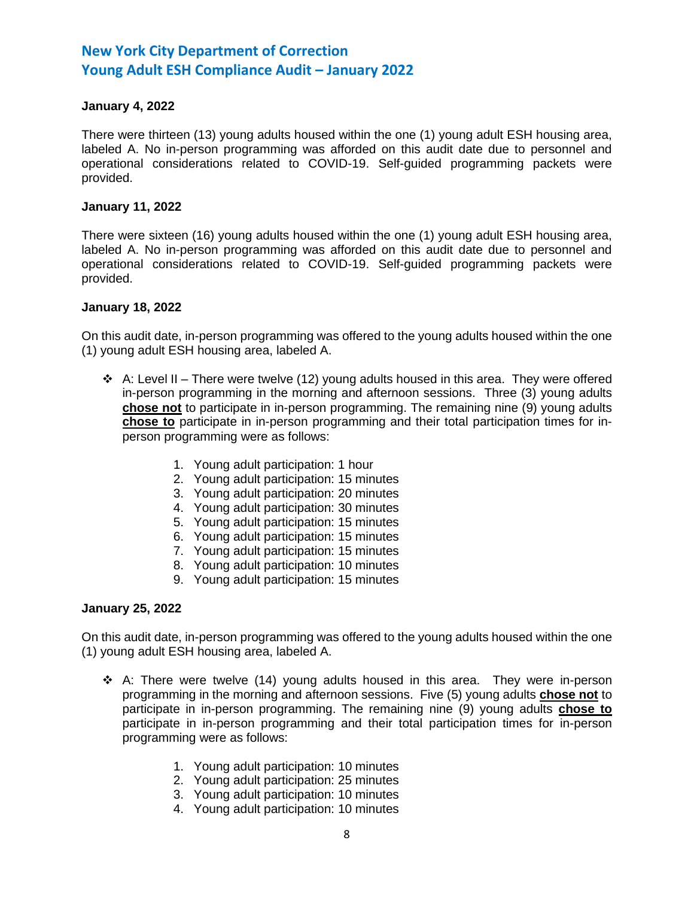# New York City Department of Correction
# Young Adult ESH Compliance Audit – January 2022

**January 4, 2022**

There were thirteen (13) young adults housed within the one (1) young adult ESH housing area, labeled A. No in-person programming was afforded on this audit date due to personnel and operational considerations related to COVID-19. Self-guided programming packets were provided.

**January 11, 2022**

There were sixteen (16) young adults housed within the one (1) young adult ESH housing area, labeled A. No in-person programming was afforded on this audit date due to personnel and operational considerations related to COVID-19. Self-guided programming packets were provided.

**January 18, 2022**

On this audit date, in-person programming was offered to the young adults housed within the one (1) young adult ESH housing area, labeled A.

- A: Level II – There were twelve (12) young adults housed in this area. They were offered in-person programming in the morning and afternoon sessions. Three (3) young adults **chose not** to participate in in-person programming. The remaining nine (9) young adults **chose to** participate in in-person programming and their total participation times for in-person programming were as follows:

    1. Young adult participation: 1 hour
    2. Young adult participation: 15 minutes
    3. Young adult participation: 20 minutes
    4. Young adult participation: 30 minutes
    5. Young adult participation: 15 minutes
    6. Young adult participation: 15 minutes
    7. Young adult participation: 15 minutes
    8. Young adult participation: 10 minutes
    9. Young adult participation: 15 minutes

**January 25, 2022**

On this audit date, in-person programming was offered to the young adults housed within the one (1) young adult ESH housing area, labeled A.

- A: There were twelve (14) young adults housed in this area. They were in-person programming in the morning and afternoon sessions. Five (5) young adults **chose not** to participate in in-person programming. The remaining nine (9) young adults **chose to** participate in in-person programming and their total participation times for in-person programming were as follows:

    1. Young adult participation: 10 minutes
    2. Young adult participation: 25 minutes
    3. Young adult participation: 10 minutes
    4. Young adult participation: 10 minutes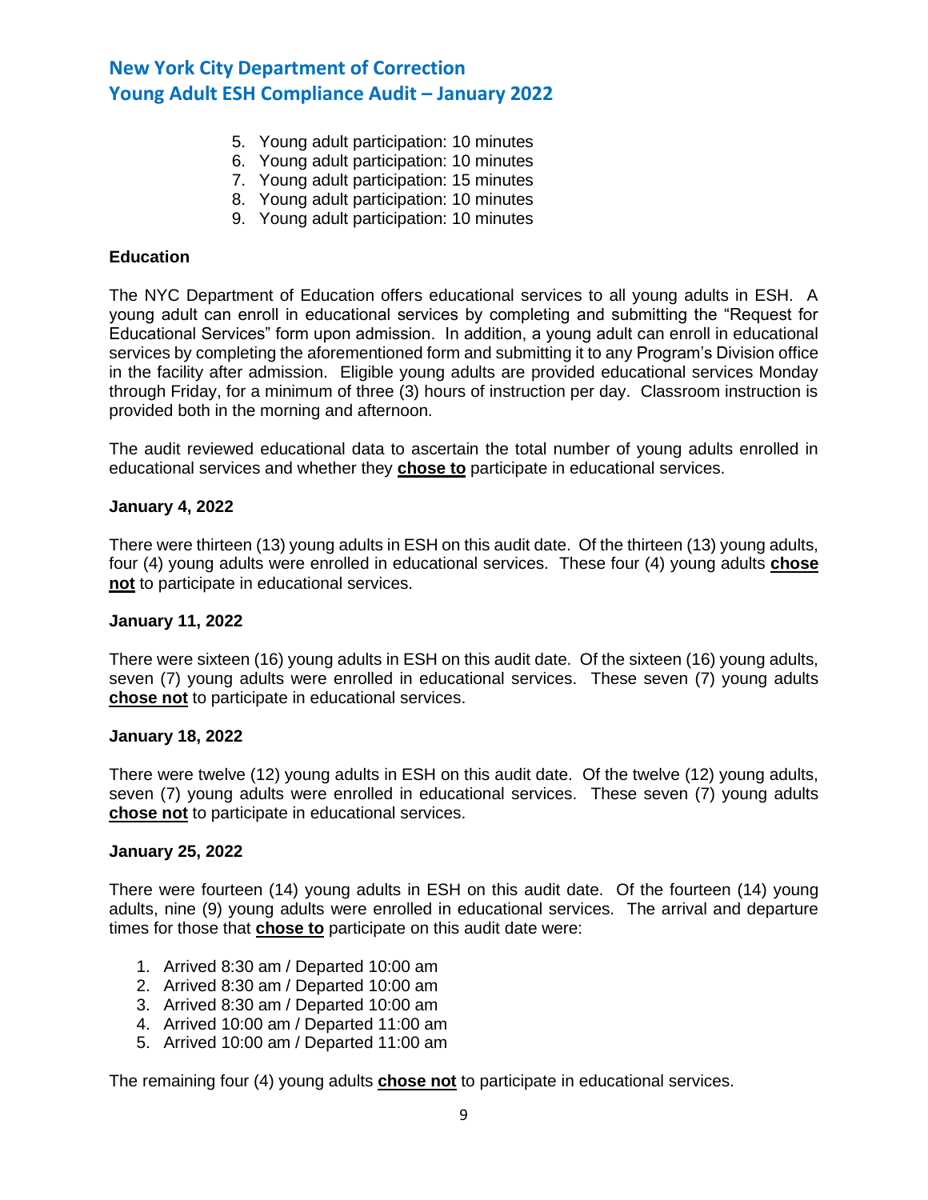5. Young adult participation: 10 minutes
6. Young adult participation: 10 minutes
7. Young adult participation: 15 minutes
8. Young adult participation: 10 minutes
9. Young adult participation: 10 minutes

**Education**

The NYC Department of Education offers educational services to all young adults in ESH. A young adult can enroll in educational services by completing and submitting the "Request for Educational Services" form upon admission. In addition, a young adult can enroll in educational services by completing the aforementioned form and submitting it to any Program's Division office in the facility after admission. Eligible young adults are provided educational services Monday through Friday, for a minimum of three (3) hours of instruction per day. Classroom instruction is provided both in the morning and afternoon.

The audit reviewed educational data to ascertain the total number of young adults enrolled in educational services and whether they <u>**chose to**</u> participate in educational services.

**January 4, 2022**

There were thirteen (13) young adults in ESH on this audit date. Of the thirteen (13) young adults, four (4) young adults were enrolled in educational services. These four (4) young adults <u>**chose not**</u> to participate in educational services.

**January 11, 2022**

There were sixteen (16) young adults in ESH on this audit date. Of the sixteen (16) young adults, seven (7) young adults were enrolled in educational services. These seven (7) young adults <u>**chose not**</u> to participate in educational services.

**January 18, 2022**

There were twelve (12) young adults in ESH on this audit date. Of the twelve (12) young adults, seven (7) young adults were enrolled in educational services. These seven (7) young adults <u>**chose not**</u> to participate in educational services.

**January 25, 2022**

There were fourteen (14) young adults in ESH on this audit date. Of the fourteen (14) young adults, nine (9) young adults were enrolled in educational services. The arrival and departure times for those that <u>**chose to**</u> participate on this audit date were:

1. Arrived 8:30 am / Departed 10:00 am
2. Arrived 8:30 am / Departed 10:00 am
3. Arrived 8:30 am / Departed 10:00 am
4. Arrived 10:00 am / Departed 11:00 am
5. Arrived 10:00 am / Departed 11:00 am

The remaining four (4) young adults <u>**chose not**</u> to participate in educational services.